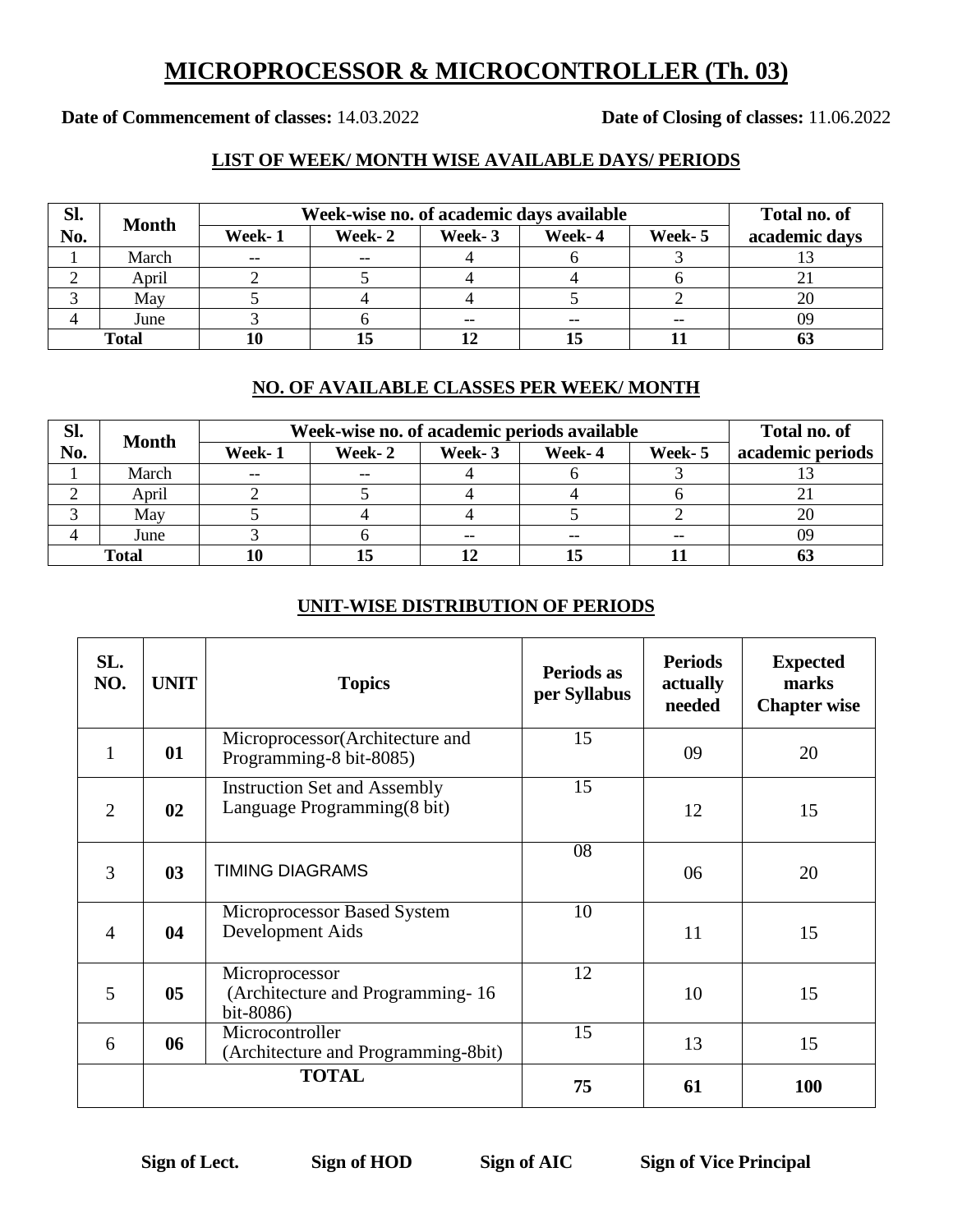# MICROPROCESSOR & MICROCONTROLLER (Th. 03)

**Date of Commencement of classes:** 14.03.2022 **Date of Closing of classes:** 11.06.2022

## LIST OF WEEK/ MONTH WISE AVAILABLE DAYS/ PERIODS

| Sl. No. | Month | Week-wise no. of academic days available | | | | | Total no. of academic days |
|---|---|---|---|---|---|---|---|
| | | Week- 1 | Week- 2 | Week- 3 | Week- 4 | Week- 5 | |
| 1 | March | -- | -- | 4 | 6 | 3 | 13 |
| 2 | April | 2 | 5 | 4 | 4 | 6 | 21 |
| 3 | May | 5 | 4 | 4 | 5 | 2 | 20 |
| 4 | June | 3 | 6 | -- | -- | -- | 09 |
| **Total** | | **10** | **15** | **12** | **15** | **11** | **63** |

## NO. OF AVAILABLE CLASSES PER WEEK/ MONTH

| Sl. No. | Month | Week-wise no. of academic periods available | | | | | Total no. of academic periods |
|---|---|---|---|---|---|---|---|
| | | Week- 1 | Week- 2 | Week- 3 | Week- 4 | Week- 5 | |
| 1 | March | -- | -- | 4 | 6 | 3 | 13 |
| 2 | April | 2 | 5 | 4 | 4 | 6 | 21 |
| 3 | May | 5 | 4 | 4 | 5 | 2 | 20 |
| 4 | June | 3 | 6 | -- | -- | -- | 09 |
| **Total** | | **10** | **15** | **12** | **15** | **11** | **63** |

## UNIT-WISE DISTRIBUTION OF PERIODS

| SL. NO. | UNIT | Topics | Periods as per Syllabus | Periods actually needed | Expected marks Chapter wise |
|---|---|---|---|---|---|
| 1 | **01** | Microprocessor(Architecture and Programming-8 bit-8085) | 15 | 09 | 20 |
| 2 | **02** | Instruction Set and Assembly Language Programming(8 bit) | 15 | 12 | 15 |
| 3 | **03** | TIMING DIAGRAMS | 08 | 06 | 20 |
| 4 | **04** | Microprocessor Based System Development Aids | 10 | 11 | 15 |
| 5 | **05** | Microprocessor (Architecture and Programming- 16 bit-8086) | 12 | 10 | 15 |
| 6 | **06** | Microcontroller (Architecture and Programming-8bit) | 15 | 13 | 15 |
| | **TOTAL** | | **75** | **61** | **100** |

**Sign of Lect.** **Sign of HOD** **Sign of AIC** **Sign of Vice Principal**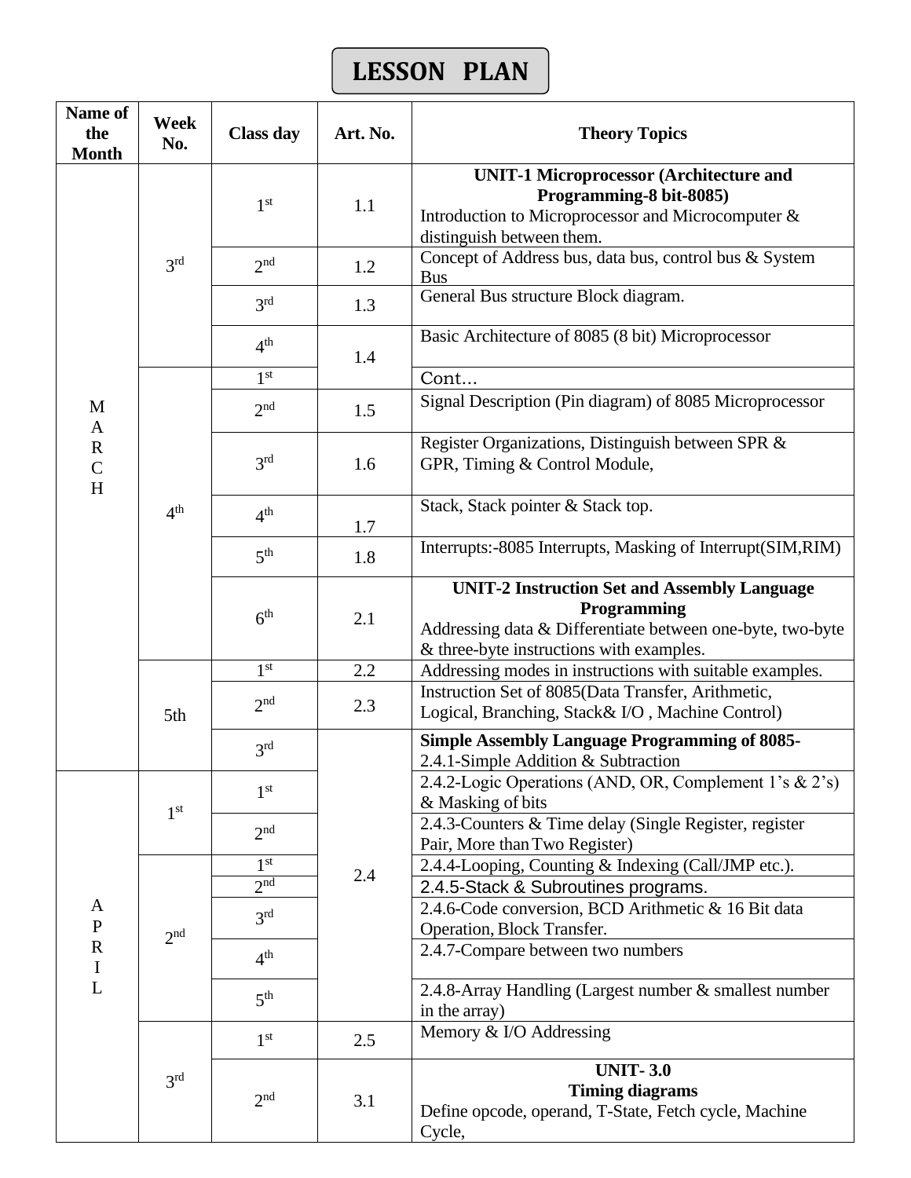# LESSON PLAN

| Name of the Month | Week No. | Class day | Art. No. | Theory Topics |
|---|---|---|---|---|
| MARCH | 3rd | 1st | 1.1 | **UNIT-1 Microprocessor (Architecture and Programming-8 bit-8085)** Introduction to Microprocessor and Microcomputer & distinguish between them. |
| | | 2nd | 1.2 | Concept of Address bus, data bus, control bus & System Bus |
| | | 3rd | 1.3 | General Bus structure Block diagram. |
| | | 4th | 1.4 | Basic Architecture of 8085 (8 bit) Microprocessor |
| | 4th | 1st | | Cont... |
| | | 2nd | 1.5 | Signal Description (Pin diagram) of 8085 Microprocessor |
| | | 3rd | 1.6 | Register Organizations, Distinguish between SPR & GPR, Timing & Control Module, |
| | | 4th | 1.7 | Stack, Stack pointer & Stack top. |
| | | 5th | 1.8 | Interrupts:-8085 Interrupts, Masking of Interrupt(SIM,RIM) |
| | | 6th | 2.1 | **UNIT-2 Instruction Set and Assembly Language Programming** Addressing data & Differentiate between one-byte, two-byte & three-byte instructions with examples. |
| | 5th | 1st | 2.2 | Addressing modes in instructions with suitable examples. |
| | | 2nd | 2.3 | Instruction Set of 8085(Data Transfer, Arithmetic, Logical, Branching, Stack& I/O , Machine Control) |
| | | 3rd | 2.4 | **Simple Assembly Language Programming of 8085-** 2.4.1-Simple Addition & Subtraction |
| APRIL | 1st | 1st | | 2.4.2-Logic Operations (AND, OR, Complement 1's & 2's) & Masking of bits |
| | | 2nd | | 2.4.3-Counters & Time delay (Single Register, register Pair, More than Two Register) |
| | 2nd | 1st | | 2.4.4-Looping, Counting & Indexing (Call/JMP etc.). |
| | | 2nd | | 2.4.5-Stack & Subroutines programs. |
| | | 3rd | | 2.4.6-Code conversion, BCD Arithmetic & 16 Bit data Operation, Block Transfer. |
| | | 4th | | 2.4.7-Compare between two numbers |
| | | 5th | | 2.4.8-Array Handling (Largest number & smallest number in the array) |
| | 3rd | 1st | 2.5 | Memory & I/O Addressing |
| | | 2nd | 3.1 | **UNIT- 3.0 Timing diagrams** Define opcode, operand, T-State, Fetch cycle, Machine Cycle, |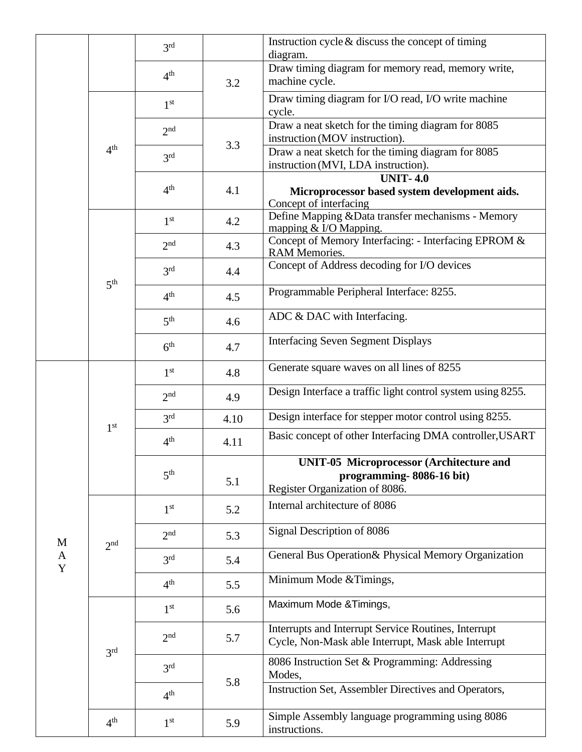| | | | | |
|---|---|---|---|---|
| | | 3rd | | Instruction cycle & discuss the concept of timing diagram. |
| | | 4th | 3.2 | Draw timing diagram for memory read, memory write, machine cycle. |
| | 4th | 1st | | Draw timing diagram for I/O read, I/O write machine cycle. |
| | | 2nd | 3.3 | Draw a neat sketch for the timing diagram for 8085 instruction (MOV instruction). |
| | | 3rd | | Draw a neat sketch for the timing diagram for 8085 instruction (MVI, LDA instruction). |
| | | 4th | 4.1 | **UNIT- 4.0 Microprocessor based system development aids.** Concept of interfacing |
| | 5th | 1st | 4.2 | Define Mapping &Data transfer mechanisms - Memory mapping & I/O Mapping. |
| | | 2nd | 4.3 | Concept of Memory Interfacing: - Interfacing EPROM & RAM Memories. |
| | | 3rd | 4.4 | Concept of Address decoding for I/O devices |
| | | 4th | 4.5 | Programmable Peripheral Interface: 8255. |
| | | 5th | 4.6 | ADC & DAC with Interfacing. |
| | | 6th | 4.7 | Interfacing Seven Segment Displays |
| MAY | 1st | 1st | 4.8 | Generate square waves on all lines of 8255 |
| | | 2nd | 4.9 | Design Interface a traffic light control system using 8255. |
| | | 3rd | 4.10 | Design interface for stepper motor control using 8255. |
| | | 4th | 4.11 | Basic concept of other Interfacing DMA controller,USART |
| | | 5th | 5.1 | **UNIT-05 Microprocessor (Architecture and programming- 8086-16 bit)** Register Organization of 8086. |
| | 2nd | 1st | 5.2 | Internal architecture of 8086 |
| | | 2nd | 5.3 | Signal Description of 8086 |
| | | 3rd | 5.4 | General Bus Operation& Physical Memory Organization |
| | | 4th | 5.5 | Minimum Mode &Timings, |
| | 3rd | 1st | 5.6 | Maximum Mode &Timings, |
| | | 2nd | 5.7 | Interrupts and Interrupt Service Routines, Interrupt Cycle, Non-Mask able Interrupt, Mask able Interrupt |
| | | 3rd | 5.8 | 8086 Instruction Set & Programming: Addressing Modes, |
| | | 4th | | Instruction Set, Assembler Directives and Operators, |
| | 4th | 1st | 5.9 | Simple Assembly language programming using 8086 instructions. |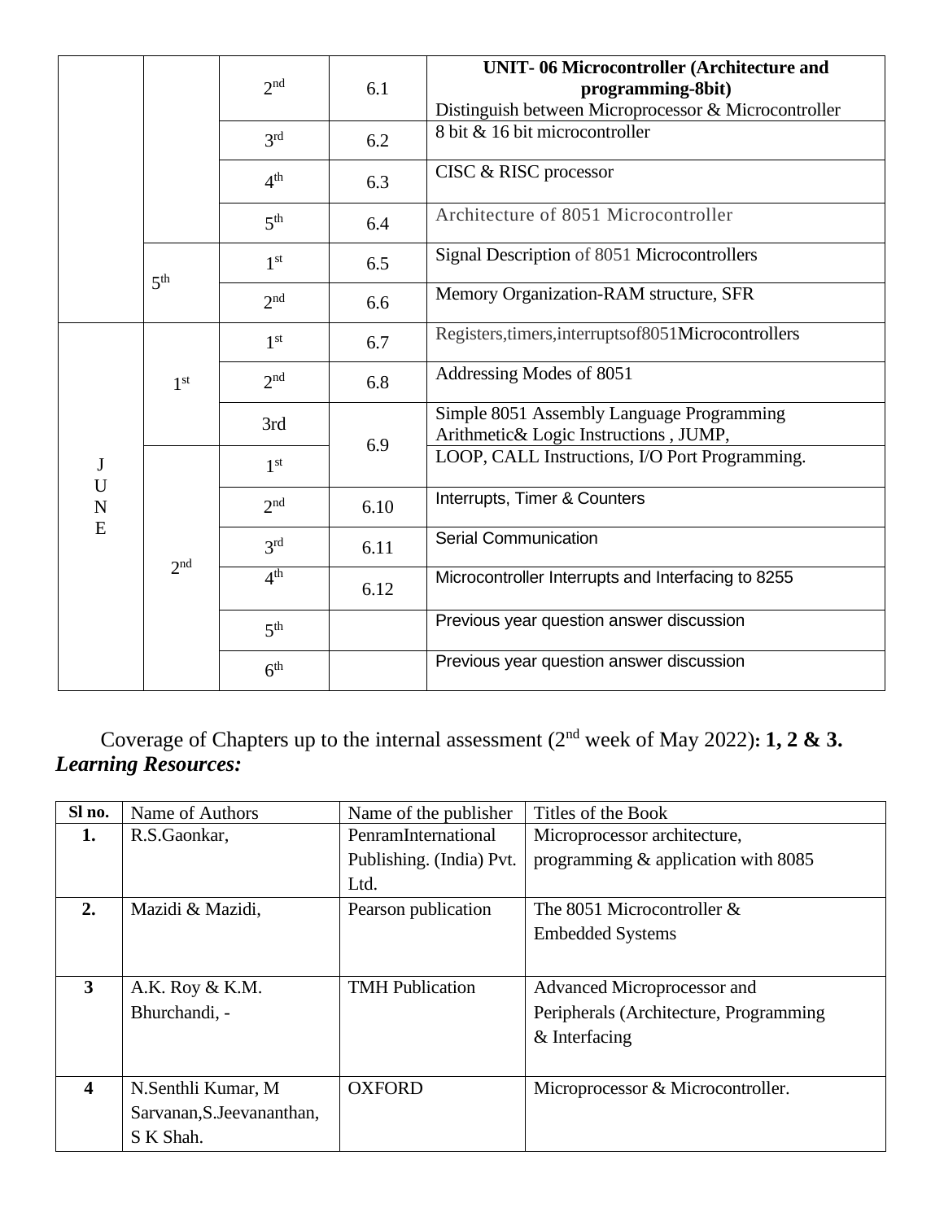| | | | | |
|---|---|---|---|---|
| | | 2nd | 6.1 | **UNIT- 06 Microcontroller (Architecture and programming-8bit)** Distinguish between Microprocessor & Microcontroller |
| | | 3rd | 6.2 | 8 bit & 16 bit microcontroller |
| | | 4th | 6.3 | CISC & RISC processor |
| | | 5th | 6.4 | Architecture of 8051 Microcontroller |
| | 5th | 1st | 6.5 | Signal Description of 8051 Microcontrollers |
| | | 2nd | 6.6 | Memory Organization-RAM structure, SFR |
| JUNE | 1st | 1st | 6.7 | Registers,timers,interruptsof8051Microcontrollers |
| | | 2nd | 6.8 | Addressing Modes of 8051 |
| | | 3rd | 6.9 | Simple 8051 Assembly Language Programming Arithmetic& Logic Instructions , JUMP, |
| | 2nd | 1st | | LOOP, CALL Instructions, I/O Port Programming. |
| | | 2nd | 6.10 | Interrupts, Timer & Counters |
| | | 3rd | 6.11 | Serial Communication |
| | | 4th | 6.12 | Microcontroller Interrupts and Interfacing to 8255 |
| | | 5th | | Previous year question answer discussion |
| | | 6th | | Previous year question answer discussion |

Coverage of Chapters up to the internal assessment (2nd week of May 2022)**: 1, 2 & 3.**

***Learning Resources:***

| Sl no. | Name of Authors | Name of the publisher | Titles of the Book |
|---|---|---|---|
| **1.** | R.S.Gaonkar, | PenramInternational Publishing. (India) Pvt. Ltd. | Microprocessor architecture, programming & application with 8085 |
| **2.** | Mazidi & Mazidi, | Pearson publication | The 8051 Microcontroller & Embedded Systems |
| **3** | A.K. Roy & K.M. Bhurchandi, - | TMH Publication | Advanced Microprocessor and Peripherals (Architecture, Programming & Interfacing |
| **4** | N.Senthli Kumar, M Sarvanan,S.Jeevananthan, S K Shah. | OXFORD | Microprocessor & Microcontroller. |